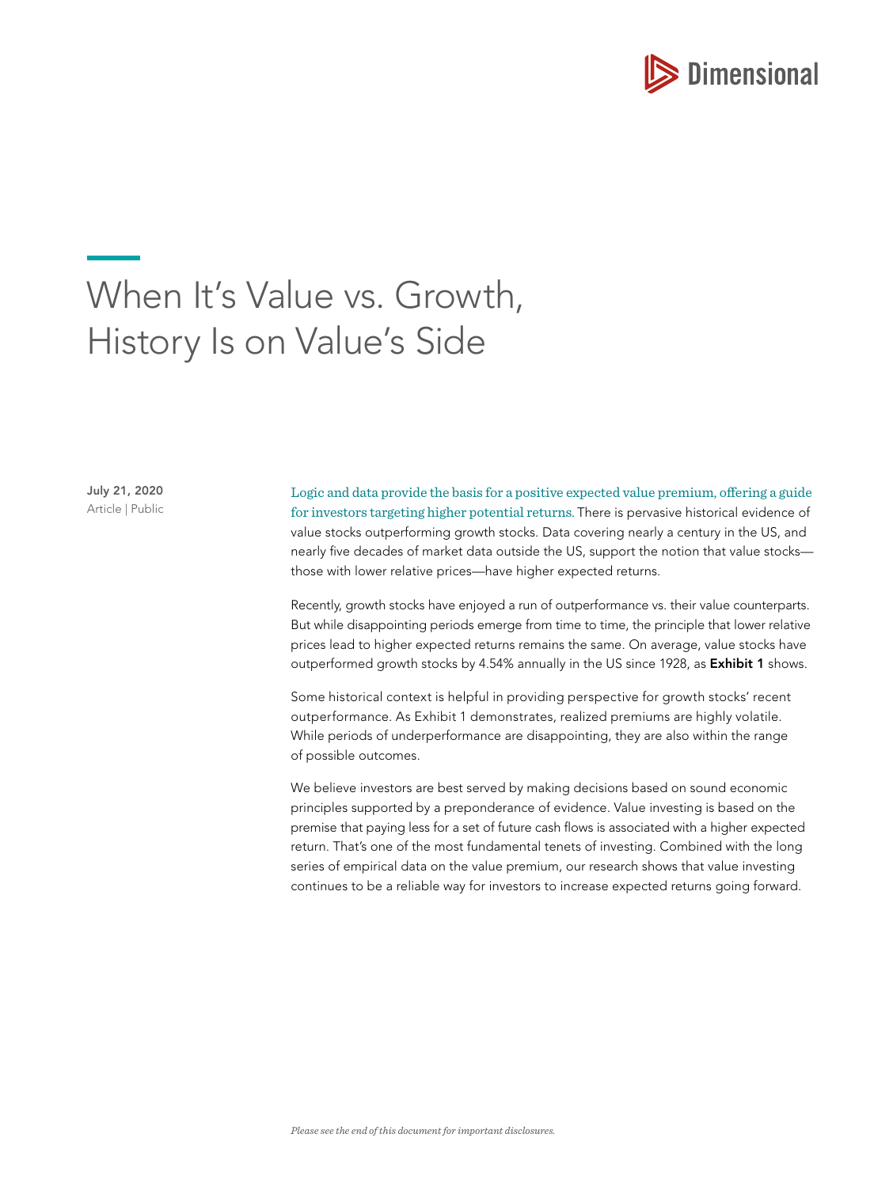# When It's Value vs. Growth, History Is on Value's Side

**July 21, 2020**
Article | Public

Logic and data provide the basis for a positive expected value premium, offering a guide for investors targeting higher potential returns. There is pervasive historical evidence of value stocks outperforming growth stocks. Data covering nearly a century in the US, and nearly five decades of market data outside the US, support the notion that value stocks—those with lower relative prices—have higher expected returns.

Recently, growth stocks have enjoyed a run of outperformance vs. their value counterparts. But while disappointing periods emerge from time to time, the principle that lower relative prices lead to higher expected returns remains the same. On average, value stocks have outperformed growth stocks by 4.54% annually in the US since 1928, as **Exhibit 1** shows.

Some historical context is helpful in providing perspective for growth stocks' recent outperformance. As Exhibit 1 demonstrates, realized premiums are highly volatile. While periods of underperformance are disappointing, they are also within the range of possible outcomes.

We believe investors are best served by making decisions based on sound economic principles supported by a preponderance of evidence. Value investing is based on the premise that paying less for a set of future cash flows is associated with a higher expected return. That's one of the most fundamental tenets of investing. Combined with the long series of empirical data on the value premium, our research shows that value investing continues to be a reliable way for investors to increase expected returns going forward.

*Please see the end of this document for important disclosures.*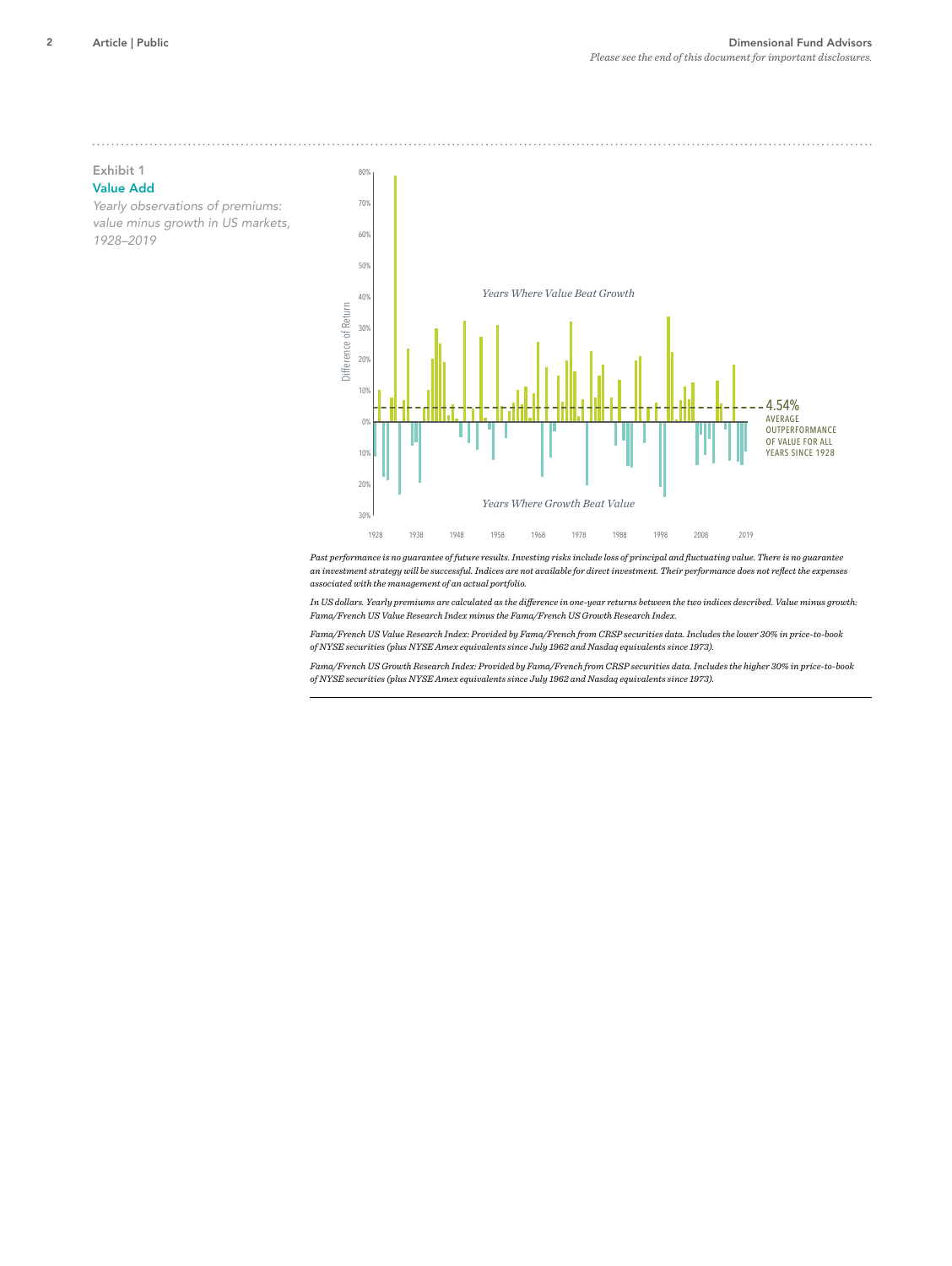Exhibit 1

### Value Add

*Yearly observations of premiums: value minus growth in US markets, 1928–2019*

Years Where Value Beat Growth

Years Where Growth Beat Value

4.54% AVERAGE OUTPERFORMANCE OF VALUE FOR ALL YEARS SINCE 1928

*Past performance is no guarantee of future results. Investing risks include loss of principal and fluctuating value. There is no guarantee an investment strategy will be successful. Indices are not available for direct investment. Their performance does not reflect the expenses associated with the management of an actual portfolio.*

*In US dollars. Yearly premiums are calculated as the difference in one-year returns between the two indices described. Value minus growth: Fama/French US Value Research Index minus the Fama/French US Growth Research Index.*

*Fama/French US Value Research Index: Provided by Fama/French from CRSP securities data. Includes the lower 30% in price-to-book of NYSE securities (plus NYSE Amex equivalents since July 1962 and Nasdaq equivalents since 1973).*

*Fama/French US Growth Research Index: Provided by Fama/French from CRSP securities data. Includes the higher 30% in price-to-book of NYSE securities (plus NYSE Amex equivalents since July 1962 and Nasdaq equivalents since 1973).*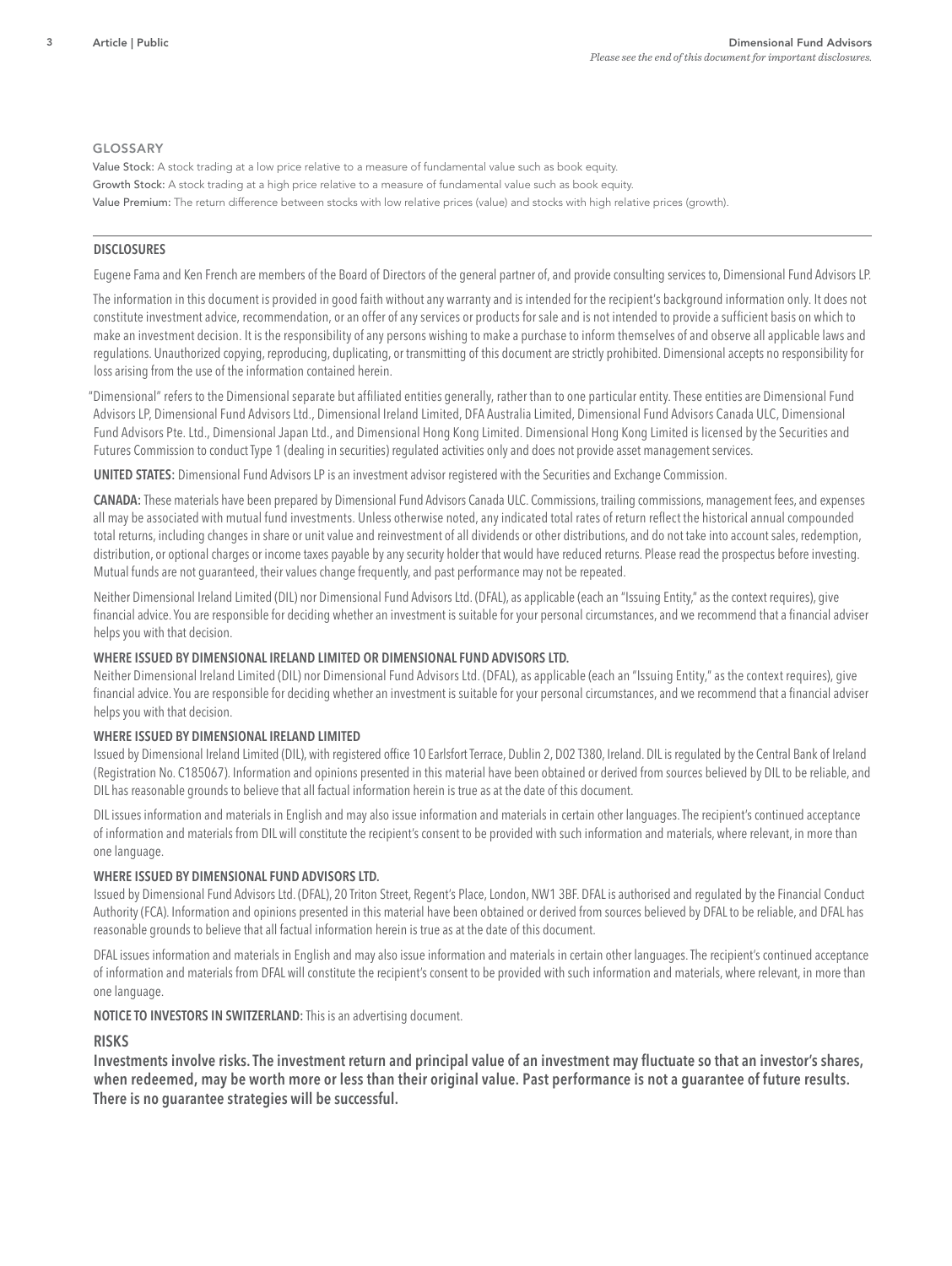## GLOSSARY

**Value Stock:** A stock trading at a low price relative to a measure of fundamental value such as book equity.

**Growth Stock:** A stock trading at a high price relative to a measure of fundamental value such as book equity.

**Value Premium:** The return difference between stocks with low relative prices (value) and stocks with high relative prices (growth).

---

## DISCLOSURES

Eugene Fama and Ken French are members of the Board of Directors of the general partner of, and provide consulting services to, Dimensional Fund Advisors LP.

The information in this document is provided in good faith without any warranty and is intended for the recipient's background information only. It does not constitute investment advice, recommendation, or an offer of any services or products for sale and is not intended to provide a sufficient basis on which to make an investment decision. It is the responsibility of any persons wishing to make a purchase to inform themselves of and observe all applicable laws and regulations. Unauthorized copying, reproducing, duplicating, or transmitting of this document are strictly prohibited. Dimensional accepts no responsibility for loss arising from the use of the information contained herein.

"Dimensional" refers to the Dimensional separate but affiliated entities generally, rather than to one particular entity. These entities are Dimensional Fund Advisors LP, Dimensional Fund Advisors Ltd., Dimensional Ireland Limited, DFA Australia Limited, Dimensional Fund Advisors Canada ULC, Dimensional Fund Advisors Pte. Ltd., Dimensional Japan Ltd., and Dimensional Hong Kong Limited. Dimensional Hong Kong Limited is licensed by the Securities and Futures Commission to conduct Type 1 (dealing in securities) regulated activities only and does not provide asset management services.

**UNITED STATES:** Dimensional Fund Advisors LP is an investment advisor registered with the Securities and Exchange Commission.

**CANADA:** These materials have been prepared by Dimensional Fund Advisors Canada ULC. Commissions, trailing commissions, management fees, and expenses all may be associated with mutual fund investments. Unless otherwise noted, any indicated total rates of return reflect the historical annual compounded total returns, including changes in share or unit value and reinvestment of all dividends or other distributions, and do not take into account sales, redemption, distribution, or optional charges or income taxes payable by any security holder that would have reduced returns. Please read the prospectus before investing. Mutual funds are not guaranteed, their values change frequently, and past performance may not be repeated.

Neither Dimensional Ireland Limited (DIL) nor Dimensional Fund Advisors Ltd. (DFAL), as applicable (each an "Issuing Entity," as the context requires), give financial advice. You are responsible for deciding whether an investment is suitable for your personal circumstances, and we recommend that a financial adviser helps you with that decision.

**WHERE ISSUED BY DIMENSIONAL IRELAND LIMITED OR DIMENSIONAL FUND ADVISORS LTD.**

Neither Dimensional Ireland Limited (DIL) nor Dimensional Fund Advisors Ltd. (DFAL), as applicable (each an "Issuing Entity," as the context requires), give financial advice. You are responsible for deciding whether an investment is suitable for your personal circumstances, and we recommend that a financial adviser helps you with that decision.

**WHERE ISSUED BY DIMENSIONAL IRELAND LIMITED**

Issued by Dimensional Ireland Limited (DIL), with registered office 10 Earlsfort Terrace, Dublin 2, D02 T380, Ireland. DIL is regulated by the Central Bank of Ireland (Registration No. C185067). Information and opinions presented in this material have been obtained or derived from sources believed by DIL to be reliable, and DIL has reasonable grounds to believe that all factual information herein is true as at the date of this document.

DIL issues information and materials in English and may also issue information and materials in certain other languages. The recipient's continued acceptance of information and materials from DIL will constitute the recipient's consent to be provided with such information and materials, where relevant, in more than one language.

**WHERE ISSUED BY DIMENSIONAL FUND ADVISORS LTD.**

Issued by Dimensional Fund Advisors Ltd. (DFAL), 20 Triton Street, Regent's Place, London, NW1 3BF. DFAL is authorised and regulated by the Financial Conduct Authority (FCA). Information and opinions presented in this material have been obtained or derived from sources believed by DFAL to be reliable, and DFAL has reasonable grounds to believe that all factual information herein is true as at the date of this document.

DFAL issues information and materials in English and may also issue information and materials in certain other languages. The recipient's continued acceptance of information and materials from DFAL will constitute the recipient's consent to be provided with such information and materials, where relevant, in more than one language.

**NOTICE TO INVESTORS IN SWITZERLAND:** This is an advertising document.

## RISKS

**Investments involve risks. The investment return and principal value of an investment may fluctuate so that an investor's shares, when redeemed, may be worth more or less than their original value. Past performance is not a guarantee of future results. There is no guarantee strategies will be successful.**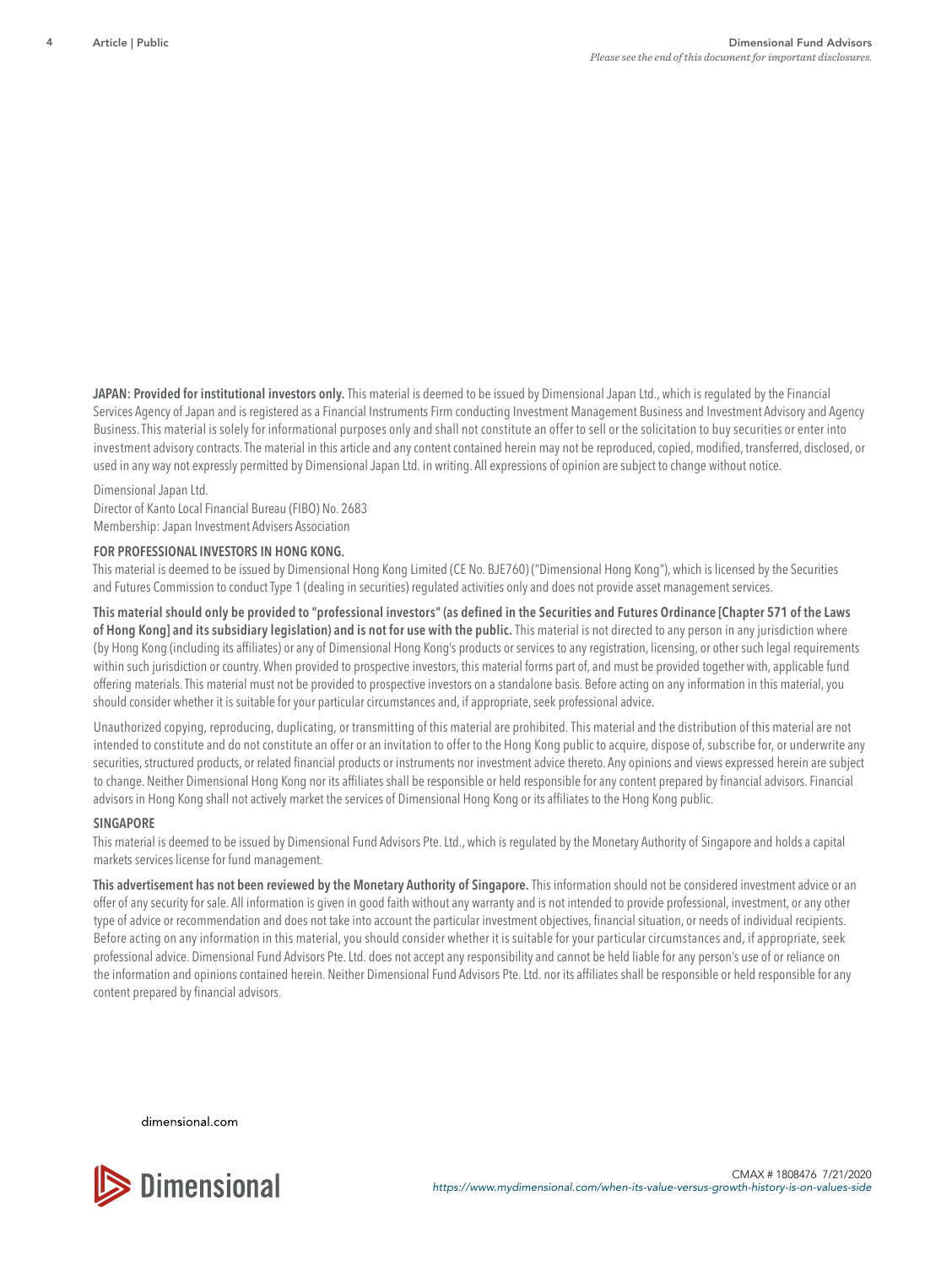**JAPAN: Provided for institutional investors only.** This material is deemed to be issued by Dimensional Japan Ltd., which is regulated by the Financial Services Agency of Japan and is registered as a Financial Instruments Firm conducting Investment Management Business and Investment Advisory and Agency Business. This material is solely for informational purposes only and shall not constitute an offer to sell or the solicitation to buy securities or enter into investment advisory contracts. The material in this article and any content contained herein may not be reproduced, copied, modified, transferred, disclosed, or used in any way not expressly permitted by Dimensional Japan Ltd. in writing. All expressions of opinion are subject to change without notice.

Dimensional Japan Ltd.
Director of Kanto Local Financial Bureau (FIBO) No. 2683
Membership: Japan Investment Advisers Association

**FOR PROFESSIONAL INVESTORS IN HONG KONG.**

This material is deemed to be issued by Dimensional Hong Kong Limited (CE No. BJE760) ("Dimensional Hong Kong"), which is licensed by the Securities and Futures Commission to conduct Type 1 (dealing in securities) regulated activities only and does not provide asset management services.

**This material should only be provided to "professional investors" (as defined in the Securities and Futures Ordinance [Chapter 571 of the Laws of Hong Kong] and its subsidiary legislation) and is not for use with the public.** This material is not directed to any person in any jurisdiction where (by Hong Kong (including its affiliates) or any of Dimensional Hong Kong's products or services to any registration, licensing, or other such legal requirements within such jurisdiction or country. When provided to prospective investors, this material forms part of, and must be provided together with, applicable fund offering materials. This material must not be provided to prospective investors on a standalone basis. Before acting on any information in this material, you should consider whether it is suitable for your particular circumstances and, if appropriate, seek professional advice.

Unauthorized copying, reproducing, duplicating, or transmitting of this material are prohibited. This material and the distribution of this material are not intended to constitute and do not constitute an offer or an invitation to offer to the Hong Kong public to acquire, dispose of, subscribe for, or underwrite any securities, structured products, or related financial products or instruments nor investment advice thereto. Any opinions and views expressed herein are subject to change. Neither Dimensional Hong Kong nor its affiliates shall be responsible or held responsible for any content prepared by financial advisors. Financial advisors in Hong Kong shall not actively market the services of Dimensional Hong Kong or its affiliates to the Hong Kong public.

**SINGAPORE**

This material is deemed to be issued by Dimensional Fund Advisors Pte. Ltd., which is regulated by the Monetary Authority of Singapore and holds a capital markets services license for fund management.

**This advertisement has not been reviewed by the Monetary Authority of Singapore.** This information should not be considered investment advice or an offer of any security for sale. All information is given in good faith without any warranty and is not intended to provide professional, investment, or any other type of advice or recommendation and does not take into account the particular investment objectives, financial situation, or needs of individual recipients. Before acting on any information in this material, you should consider whether it is suitable for your particular circumstances and, if appropriate, seek professional advice. Dimensional Fund Advisors Pte. Ltd. does not accept any responsibility and cannot be held liable for any person's use of or reliance on the information and opinions contained herein. Neither Dimensional Fund Advisors Pte. Ltd. nor its affiliates shall be responsible or held responsible for any content prepared by financial advisors.

dimensional.com

Dimensional

CMAX # 1808476 7/21/2020
*https://www.mydimensional.com/when-its-value-versus-growth-history-is-on-values-side*